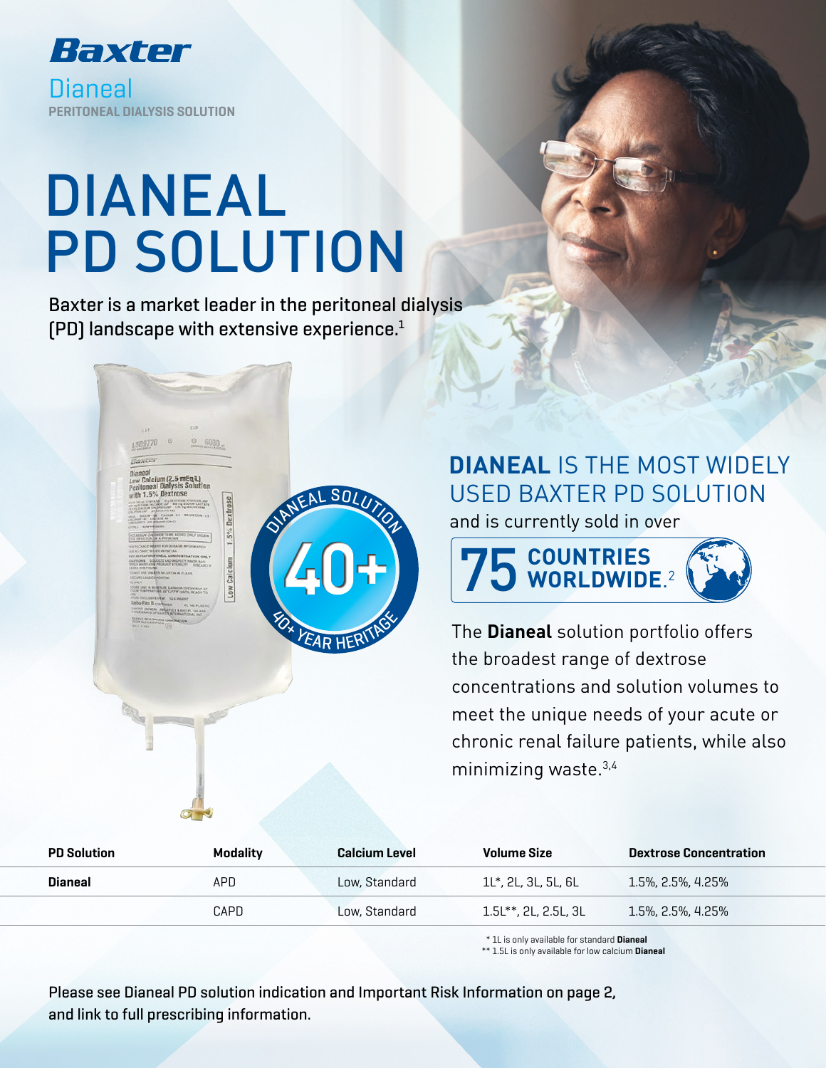**Baxter**

Dianeal
PERITONEAL DIALYSIS SOLUTION

# DIANEAL PD SOLUTION

Baxter is a market leader in the peritoneal dialysis (PD) landscape with extensive experience.[1]

DIANEAL SOLUTION 40+ 40+ YEAR HERITAGE

## **DIANEAL** IS THE MOST WIDELY USED BAXTER PD SOLUTION

and is currently sold in over

**75 COUNTRIES WORLDWIDE.**[2]

The **Dianeal** solution portfolio offers the broadest range of dextrose concentrations and solution volumes to meet the unique needs of your acute or chronic renal failure patients, while also minimizing waste.[3,4]

| PD Solution | Modality | Calcium Level | Volume Size | Dextrose Concentration |
|---|---|---|---|---|
| **Dianeal** | APD | Low, Standard | 1L*, 2L, 3L, 5L, 6L | 1.5%, 2.5%, 4.25% |
| | CAPD | Low, Standard | 1.5L**, 2L, 2.5L, 3L | 1.5%, 2.5%, 4.25% |

\* 1L is only available for standard **Dianeal**
** 1.5L is only available for low calcium **Dianeal**

Please see Dianeal PD solution indication and Important Risk Information on page 2, and link to full prescribing information.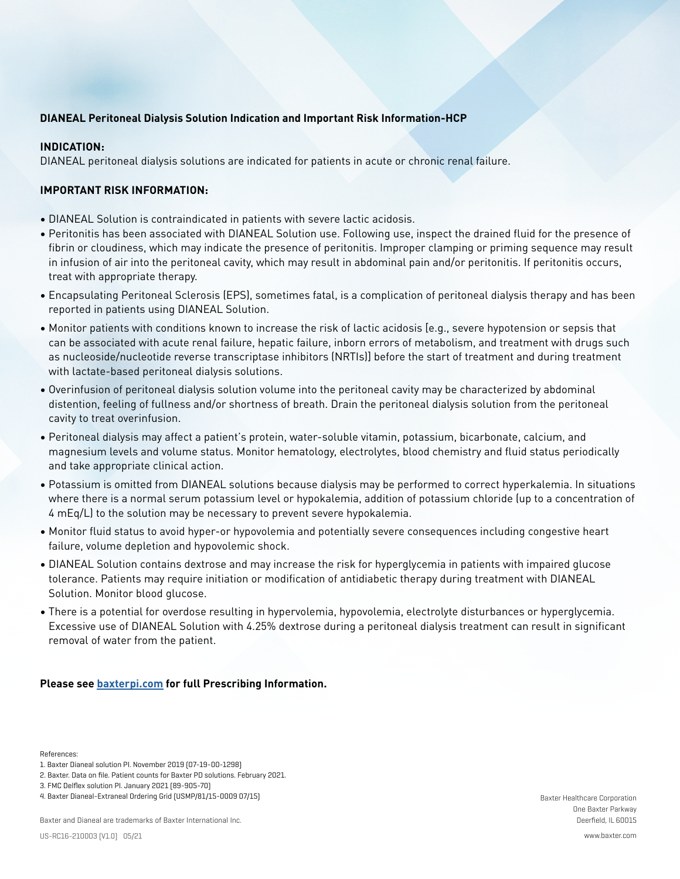**DIANEAL Peritoneal Dialysis Solution Indication and Important Risk Information-HCP**

**INDICATION:**

DIANEAL peritoneal dialysis solutions are indicated for patients in acute or chronic renal failure.

**IMPORTANT RISK INFORMATION:**

- DIANEAL Solution is contraindicated in patients with severe lactic acidosis.
- Peritonitis has been associated with DIANEAL Solution use. Following use, inspect the drained fluid for the presence of fibrin or cloudiness, which may indicate the presence of peritonitis. Improper clamping or priming sequence may result in infusion of air into the peritoneal cavity, which may result in abdominal pain and/or peritonitis. If peritonitis occurs, treat with appropriate therapy.
- Encapsulating Peritoneal Sclerosis (EPS), sometimes fatal, is a complication of peritoneal dialysis therapy and has been reported in patients using DIANEAL Solution.
- Monitor patients with conditions known to increase the risk of lactic acidosis [e.g., severe hypotension or sepsis that can be associated with acute renal failure, hepatic failure, inborn errors of metabolism, and treatment with drugs such as nucleoside/nucleotide reverse transcriptase inhibitors (NRTIs)] before the start of treatment and during treatment with lactate-based peritoneal dialysis solutions.
- Overinfusion of peritoneal dialysis solution volume into the peritoneal cavity may be characterized by abdominal distention, feeling of fullness and/or shortness of breath. Drain the peritoneal dialysis solution from the peritoneal cavity to treat overinfusion.
- Peritoneal dialysis may affect a patient's protein, water-soluble vitamin, potassium, bicarbonate, calcium, and magnesium levels and volume status. Monitor hematology, electrolytes, blood chemistry and fluid status periodically and take appropriate clinical action.
- Potassium is omitted from DIANEAL solutions because dialysis may be performed to correct hyperkalemia. In situations where there is a normal serum potassium level or hypokalemia, addition of potassium chloride (up to a concentration of 4 mEq/L) to the solution may be necessary to prevent severe hypokalemia.
- Monitor fluid status to avoid hyper-or hypovolemia and potentially severe consequences including congestive heart failure, volume depletion and hypovolemic shock.
- DIANEAL Solution contains dextrose and may increase the risk for hyperglycemia in patients with impaired glucose tolerance. Patients may require initiation or modification of antidiabetic therapy during treatment with DIANEAL Solution. Monitor blood glucose.
- There is a potential for overdose resulting in hypervolemia, hypovolemia, electrolyte disturbances or hyperglycemia. Excessive use of DIANEAL Solution with 4.25% dextrose during a peritoneal dialysis treatment can result in significant removal of water from the patient.

**Please see [baxterpi.com](http://baxterpi.com) for full Prescribing Information.**

References:

1. Baxter Dianeal solution PI. November 2019 (07-19-00-1298)
2. Baxter. Data on file. Patient counts for Baxter PD solutions. February 2021.
3. FMC Delflex solution PI. January 2021 (89-905-70)
4. Baxter Dianeal-Extraneal Ordering Grid (USMP/81/15-0009 07/15)

Baxter and Dianeal are trademarks of Baxter International Inc.

US-RC16-210003 (V1.0) 05/21

Baxter Healthcare Corporation
One Baxter Parkway
Deerfield, IL 60015

www.baxter.com